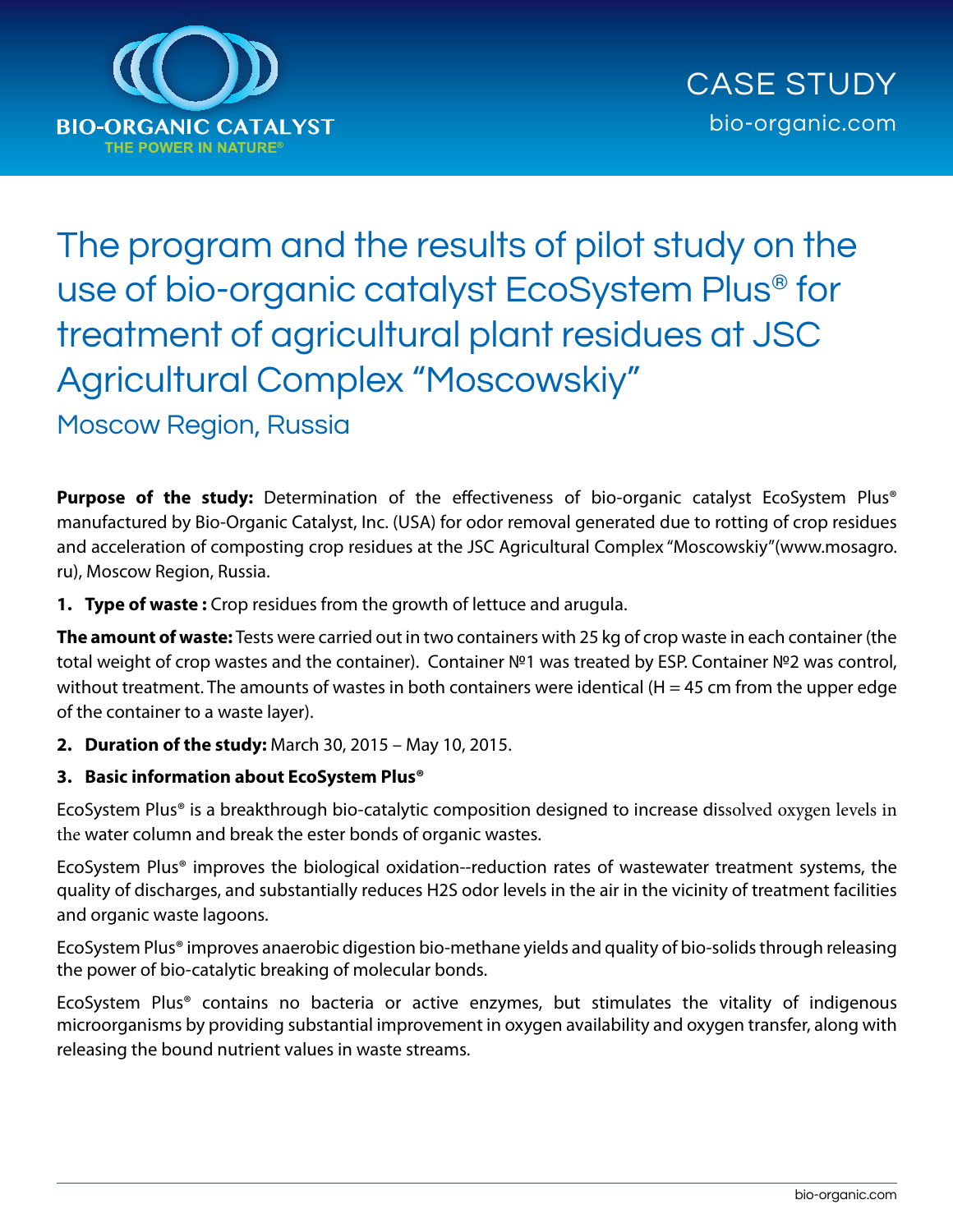BIO-ORGANIC CATALYST

THE POWER IN NATURE®

CASE STUDY

bio-organic.com

# The program and the results of pilot study on the use of bio-organic catalyst EcoSystem Plus® for treatment of agricultural plant residues at JSC Agricultural Complex "Moscowskiy"

## Moscow Region, Russia

**Purpose of the study:** Determination of the effectiveness of bio-organic catalyst EcoSystem Plus® manufactured by Bio-Organic Catalyst, Inc. (USA) for odor removal generated due to rotting of crop residues and acceleration of composting crop residues at the JSC Agricultural Complex "Moscowskiy"(www.mosagro.ru), Moscow Region, Russia.

1. **Type of waste :** Crop residues from the growth of lettuce and arugula.

**The amount of waste:** Tests were carried out in two containers with 25 kg of crop waste in each container (the total weight of crop wastes and the container). Container №1 was treated by ESP. Container №2 was control, without treatment. The amounts of wastes in both containers were identical (H = 45 cm from the upper edge of the container to a waste layer).

2. **Duration of the study:** March 30, 2015 – May 10, 2015.

3. **Basic information about EcoSystem Plus®**

EcoSystem Plus® is a breakthrough bio-catalytic composition designed to increase dissolved oxygen levels in the water column and break the ester bonds of organic wastes.

EcoSystem Plus® improves the biological oxidation--reduction rates of wastewater treatment systems, the quality of discharges, and substantially reduces $H_2S$ odor levels in the air in the vicinity of treatment facilities and organic waste lagoons.

EcoSystem Plus® improves anaerobic digestion bio-methane yields and quality of bio-solids through releasing the power of bio-catalytic breaking of molecular bonds.

EcoSystem Plus® contains no bacteria or active enzymes, but stimulates the vitality of indigenous microorganisms by providing substantial improvement in oxygen availability and oxygen transfer, along with releasing the bound nutrient values in waste streams.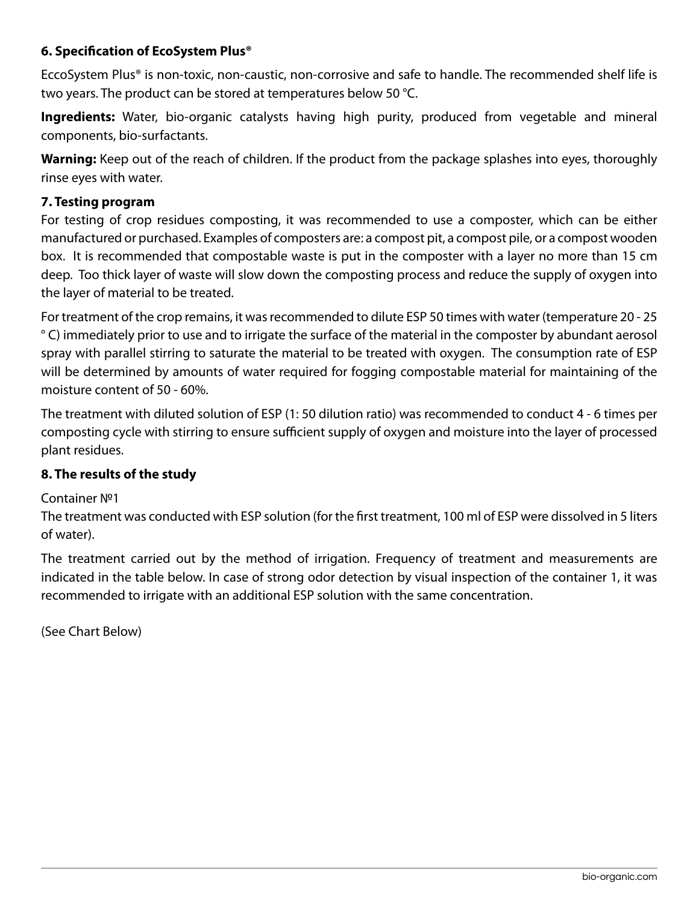### 6. Specification of EcoSystem Plus®

EccoSystem Plus® is non-toxic, non-caustic, non-corrosive and safe to handle. The recommended shelf life is two years. The product can be stored at temperatures below 50 °C.

**Ingredients:** Water, bio-organic catalysts having high purity, produced from vegetable and mineral components, bio-surfactants.

**Warning:** Keep out of the reach of children. If the product from the package splashes into eyes, thoroughly rinse eyes with water.

### 7. Testing program

For testing of crop residues composting, it was recommended to use a composter, which can be either manufactured or purchased. Examples of composters are: a compost pit, a compost pile, or a compost wooden box. It is recommended that compostable waste is put in the composter with a layer no more than 15 cm deep. Too thick layer of waste will slow down the composting process and reduce the supply of oxygen into the layer of material to be treated.

For treatment of the crop remains, it was recommended to dilute ESP 50 times with water (temperature 20 - 25 ° C) immediately prior to use and to irrigate the surface of the material in the composter by abundant aerosol spray with parallel stirring to saturate the material to be treated with oxygen. The consumption rate of ESP will be determined by amounts of water required for fogging compostable material for maintaining of the moisture content of 50 - 60%.

The treatment with diluted solution of ESP (1: 50 dilution ratio) was recommended to conduct 4 - 6 times per composting cycle with stirring to ensure sufficient supply of oxygen and moisture into the layer of processed plant residues.

### 8. The results of the study

Container №1

The treatment was conducted with ESP solution (for the first treatment, 100 ml of ESP were dissolved in 5 liters of water).

The treatment carried out by the method of irrigation. Frequency of treatment and measurements are indicated in the table below. In case of strong odor detection by visual inspection of the container 1, it was recommended to irrigate with an additional ESP solution with the same concentration.

(See Chart Below)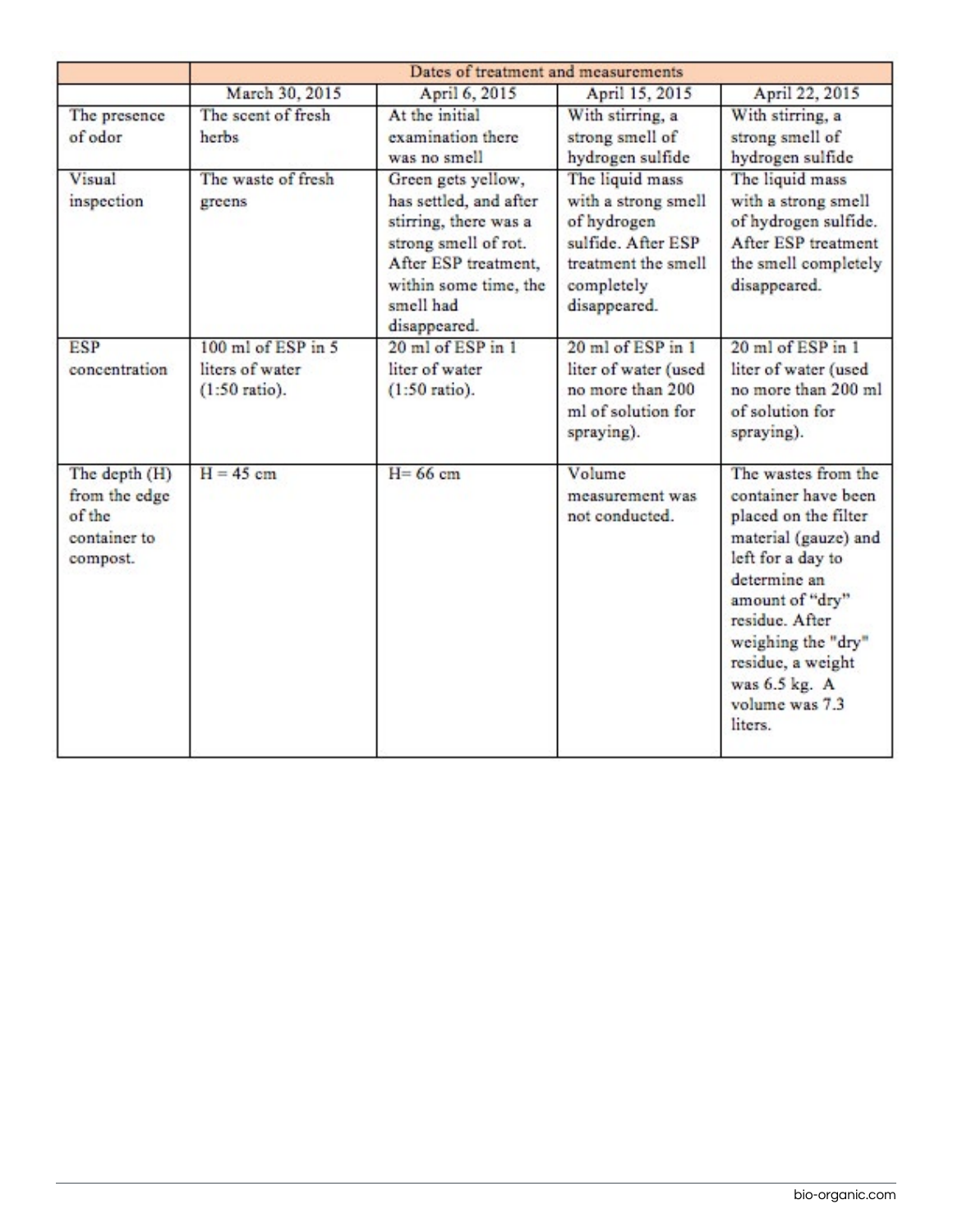| | Dates of treatment and measurements | | | |
|---|---|---|---|---|
| | March 30, 2015 | April 6, 2015 | April 15, 2015 | April 22, 2015 |
| The presence of odor | The scent of fresh herbs | At the initial examination there was no smell | With stirring, a strong smell of hydrogen sulfide | With stirring, a strong smell of hydrogen sulfide |
| Visual inspection | The waste of fresh greens | Green gets yellow, has settled, and after stirring, there was a strong smell of rot. After ESP treatment, within some time, the smell had disappeared. | The liquid mass with a strong smell of hydrogen sulfide. After ESP treatment the smell completely disappeared. | The liquid mass with a strong smell of hydrogen sulfide. After ESP treatment the smell completely disappeared. |
| ESP concentration | 100 ml of ESP in 5 liters of water (1:50 ratio). | 20 ml of ESP in 1 liter of water (1:50 ratio). | 20 ml of ESP in 1 liter of water (used no more than 200 ml of solution for spraying). | 20 ml of ESP in 1 liter of water (used no more than 200 ml of solution for spraying). |
| The depth (H) from the edge of the container to compost. | H = 45 cm | H= 66 cm | Volume measurement was not conducted. | The wastes from the container have been placed on the filter material (gauze) and left for a day to determine an amount of "dry" residue. After weighing the "dry" residue, a weight was 6.5 kg. A volume was 7.3 liters. |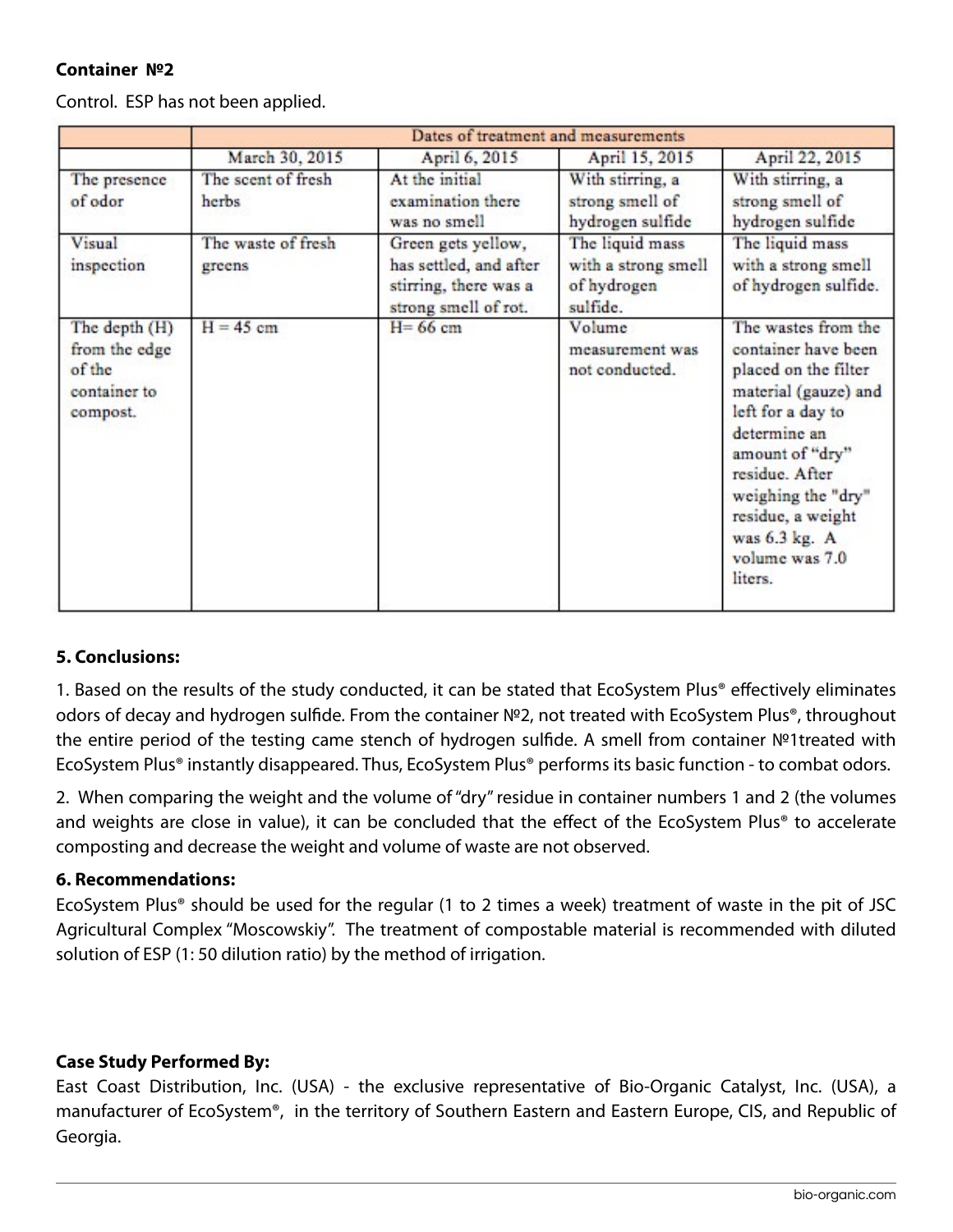**Container №2**

Control. ESP has not been applied.

| | Dates of treatment and measurements | | | |
|---|---|---|---|---|
| | March 30, 2015 | April 6, 2015 | April 15, 2015 | April 22, 2015 |
| The presence of odor | The scent of fresh herbs | At the initial examination there was no smell | With stirring, a strong smell of hydrogen sulfide | With stirring, a strong smell of hydrogen sulfide |
| Visual inspection | The waste of fresh greens | Green gets yellow, has settled, and after stirring, there was a strong smell of rot. | The liquid mass with a strong smell of hydrogen sulfide. | The liquid mass with a strong smell of hydrogen sulfide. |
| The depth (H) from the edge of the container to compost. | H = 45 cm | H= 66 cm | Volume measurement was not conducted. | The wastes from the container have been placed on the filter material (gauze) and left for a day to determine an amount of "dry" residue. After weighing the "dry" residue, a weight was 6.3 kg. A volume was 7.0 liters. |

**5. Conclusions:**

1. Based on the results of the study conducted, it can be stated that EcoSystem Plus® effectively eliminates odors of decay and hydrogen sulfide. From the container №2, not treated with EcoSystem Plus®, throughout the entire period of the testing came stench of hydrogen sulfide. A smell from container №1treated with EcoSystem Plus® instantly disappeared. Thus, EcoSystem Plus® performs its basic function - to combat odors.

2. When comparing the weight and the volume of "dry" residue in container numbers 1 and 2 (the volumes and weights are close in value), it can be concluded that the effect of the EcoSystem Plus® to accelerate composting and decrease the weight and volume of waste are not observed.

**6. Recommendations:**

EcoSystem Plus® should be used for the regular (1 to 2 times a week) treatment of waste in the pit of JSC Agricultural Complex "Moscowskiy". The treatment of compostable material is recommended with diluted solution of ESP (1: 50 dilution ratio) by the method of irrigation.

**Case Study Performed By:**

East Coast Distribution, Inc. (USA) - the exclusive representative of Bio-Organic Catalyst, Inc. (USA), a manufacturer of EcoSystem®, in the territory of Southern Eastern and Eastern Europe, CIS, and Republic of Georgia.